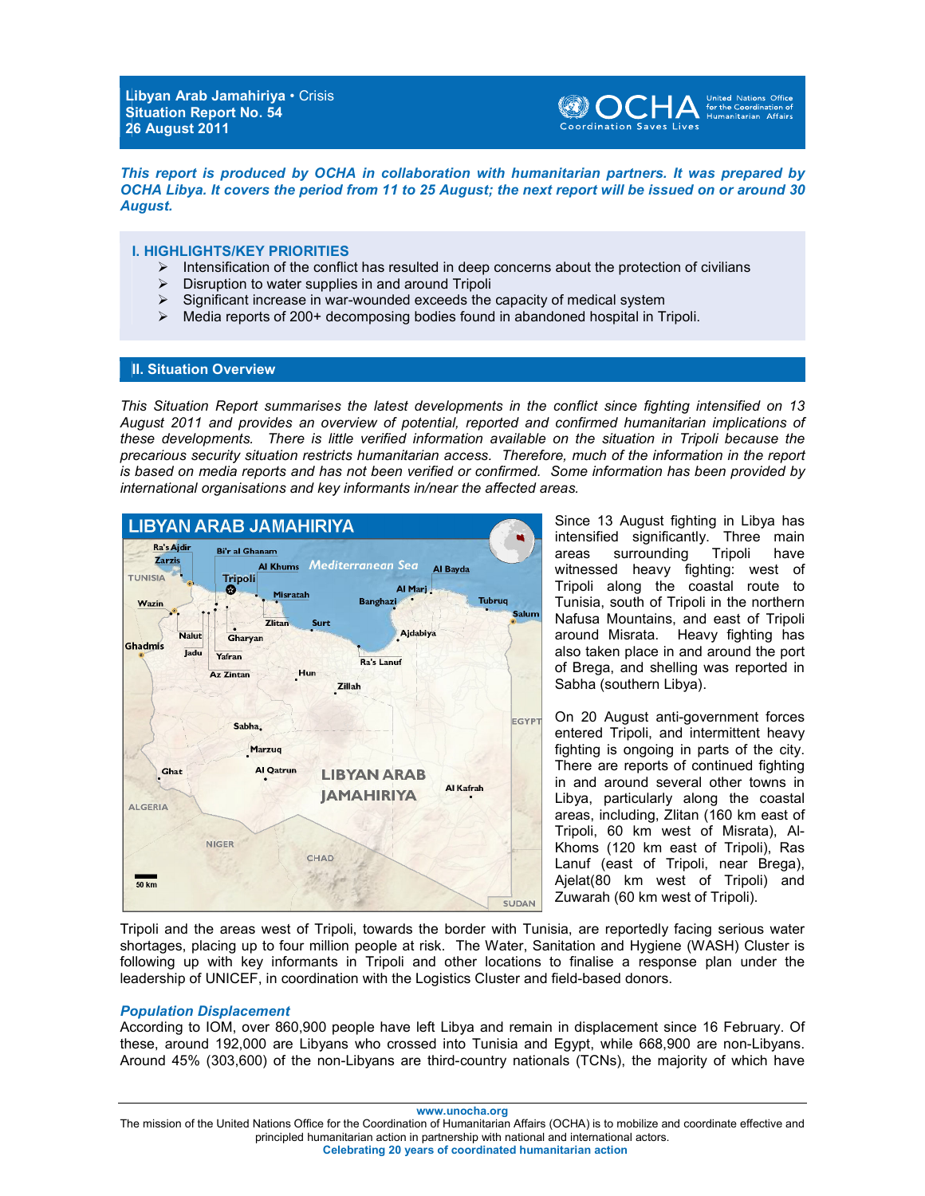**Libyan Arab Jamahiriya** • Crisis
**Situation Report No. 54**
**26 August 2011**

***This report is produced by OCHA in collaboration with humanitarian partners. It was prepared by OCHA Libya. It covers the period from 11 to 25 August; the next report will be issued on or around 30 August.***

## I. HIGHLIGHTS/KEY PRIORITIES

- Intensification of the conflict has resulted in deep concerns about the protection of civilians
- Disruption to water supplies in and around Tripoli
- Significant increase in war-wounded exceeds the capacity of medical system
- Media reports of 200+ decomposing bodies found in abandoned hospital in Tripoli.

## II. Situation Overview

*This Situation Report summarises the latest developments in the conflict since fighting intensified on 13 August 2011 and provides an overview of potential, reported and confirmed humanitarian implications of these developments. There is little verified information available on the situation in Tripoli because the precarious security situation restricts humanitarian access. Therefore, much of the information in the report is based on media reports and has not been verified or confirmed. Some information has been provided by international organisations and key informants in/near the affected areas.*

Since 13 August fighting in Libya has intensified significantly. Three main areas surrounding Tripoli have witnessed heavy fighting: west of Tripoli along the coastal route to Tunisia, south of Tripoli in the northern Nafusa Mountains, and east of Tripoli around Misrata. Heavy fighting has also taken place in and around the port of Brega, and shelling was reported in Sabha (southern Libya).

On 20 August anti-government forces entered Tripoli, and intermittent heavy fighting is ongoing in parts of the city. There are reports of continued fighting in and around several other towns in Libya, particularly along the coastal areas, including, Zlitan (160 km east of Tripoli, 60 km west of Misrata), Al-Khoms (120 km east of Tripoli), Ras Lanuf (east of Tripoli, near Brega), Ajelat(80 km west of Tripoli) and Zuwarah (60 km west of Tripoli).

Tripoli and the areas west of Tripoli, towards the border with Tunisia, are reportedly facing serious water shortages, placing up to four million people at risk. The Water, Sanitation and Hygiene (WASH) Cluster is following up with key informants in Tripoli and other locations to finalise a response plan under the leadership of UNICEF, in coordination with the Logistics Cluster and field-based donors.

### *Population Displacement*

According to IOM, over 860,900 people have left Libya and remain in displacement since 16 February. Of these, around 192,000 are Libyans who crossed into Tunisia and Egypt, while 668,900 are non-Libyans. Around 45% (303,600) of the non-Libyans are third-country nationals (TCNs), the majority of which have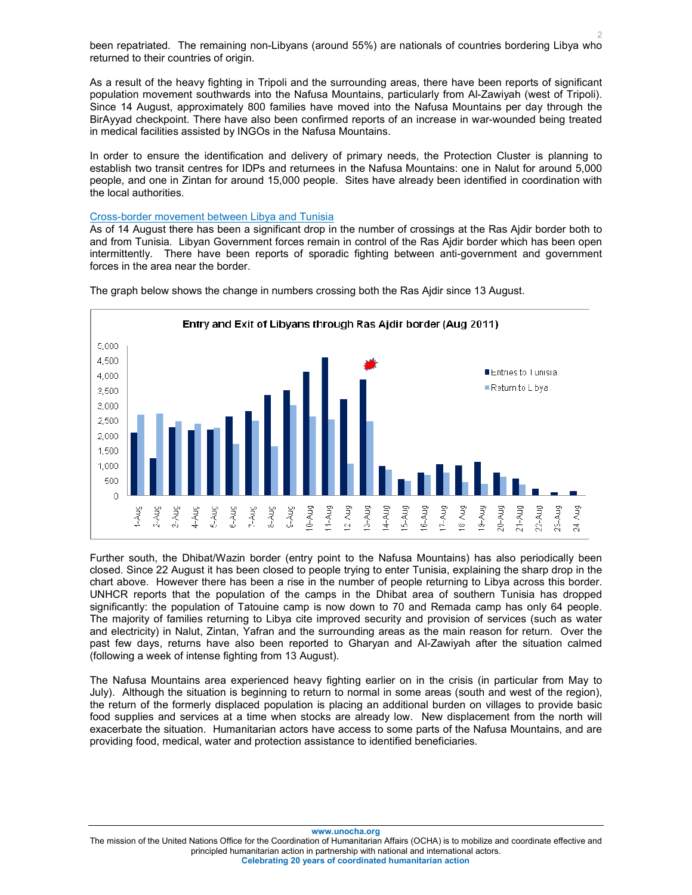been repatriated. The remaining non-Libyans (around 55%) are nationals of countries bordering Libya who returned to their countries of origin.

As a result of the heavy fighting in Tripoli and the surrounding areas, there have been reports of significant population movement southwards into the Nafusa Mountains, particularly from Al-Zawiyah (west of Tripoli). Since 14 August, approximately 800 families have moved into the Nafusa Mountains per day through the BirAyyad checkpoint. There have also been confirmed reports of an increase in war-wounded being treated in medical facilities assisted by INGOs in the Nafusa Mountains.

In order to ensure the identification and delivery of primary needs, the Protection Cluster is planning to establish two transit centres for IDPs and returnees in the Nafusa Mountains: one in Nalut for around 5,000 people, and one in Zintan for around 15,000 people. Sites have already been identified in coordination with the local authorities.

## Cross-border movement between Libya and Tunisia

As of 14 August there has been a significant drop in the number of crossings at the Ras Ajdir border both to and from Tunisia. Libyan Government forces remain in control of the Ras Ajdir border which has been open intermittently. There have been reports of sporadic fighting between anti-government and government forces in the area near the border.

The graph below shows the change in numbers crossing both the Ras Ajdir since 13 August.

Entry and Exit of Libyans through Ras Ajdir border (Aug 2011)

Further south, the Dhibat/Wazin border (entry point to the Nafusa Mountains) has also periodically been closed. Since 22 August it has been closed to people trying to enter Tunisia, explaining the sharp drop in the chart above. However there has been a rise in the number of people returning to Libya across this border. UNHCR reports that the population of the camps in the Dhibat area of southern Tunisia has dropped significantly: the population of Tatouine camp is now down to 70 and Remada camp has only 64 people. The majority of families returning to Libya cite improved security and provision of services (such as water and electricity) in Nalut, Zintan, Yafran and the surrounding areas as the main reason for return. Over the past few days, returns have also been reported to Gharyan and Al-Zawiyah after the situation calmed (following a week of intense fighting from 13 August).

The Nafusa Mountains area experienced heavy fighting earlier on in the crisis (in particular from May to July). Although the situation is beginning to return to normal in some areas (south and west of the region), the return of the formerly displaced population is placing an additional burden on villages to provide basic food supplies and services at a time when stocks are already low. New displacement from the north will exacerbate the situation. Humanitarian actors have access to some parts of the Nafusa Mountains, and are providing food, medical, water and protection assistance to identified beneficiaries.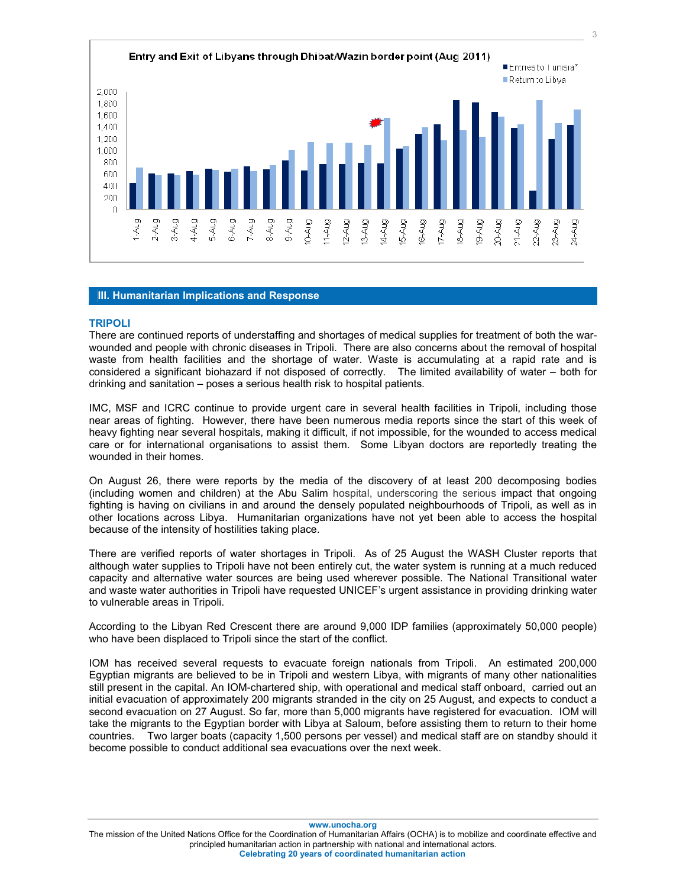**Entry and Exit of Libyans through Dhibat/Wazin border point (Aug 2011)**

Entries to Tunisia*
Return to Libya

### III. Humanitarian Implications and Response

#### TRIPOLI

There are continued reports of understaffing and shortages of medical supplies for treatment of both the war-wounded and people with chronic diseases in Tripoli. There are also concerns about the removal of hospital waste from health facilities and the shortage of water. Waste is accumulating at a rapid rate and is considered a significant biohazard if not disposed of correctly. The limited availability of water – both for drinking and sanitation – poses a serious health risk to hospital patients.

IMC, MSF and ICRC continue to provide urgent care in several health facilities in Tripoli, including those near areas of fighting. However, there have been numerous media reports since the start of this week of heavy fighting near several hospitals, making it difficult, if not impossible, for the wounded to access medical care or for international organisations to assist them. Some Libyan doctors are reportedly treating the wounded in their homes.

On August 26, there were reports by the media of the discovery of at least 200 decomposing bodies (including women and children) at the Abu Salim hospital, underscoring the serious impact that ongoing fighting is having on civilians in and around the densely populated neighbourhoods of Tripoli, as well as in other locations across Libya. Humanitarian organizations have not yet been able to access the hospital because of the intensity of hostilities taking place.

There are verified reports of water shortages in Tripoli. As of 25 August the WASH Cluster reports that although water supplies to Tripoli have not been entirely cut, the water system is running at a much reduced capacity and alternative water sources are being used wherever possible. The National Transitional water and waste water authorities in Tripoli have requested UNICEF's urgent assistance in providing drinking water to vulnerable areas in Tripoli.

According to the Libyan Red Crescent there are around 9,000 IDP families (approximately 50,000 people) who have been displaced to Tripoli since the start of the conflict.

IOM has received several requests to evacuate foreign nationals from Tripoli. An estimated 200,000 Egyptian migrants are believed to be in Tripoli and western Libya, with migrants of many other nationalities still present in the capital. An IOM-chartered ship, with operational and medical staff onboard, carried out an initial evacuation of approximately 200 migrants stranded in the city on 25 August, and expects to conduct a second evacuation on 27 August. So far, more than 5,000 migrants have registered for evacuation. IOM will take the migrants to the Egyptian border with Libya at Saloum, before assisting them to return to their home countries. Two larger boats (capacity 1,500 persons per vessel) and medical staff are on standby should it become possible to conduct additional sea evacuations over the next week.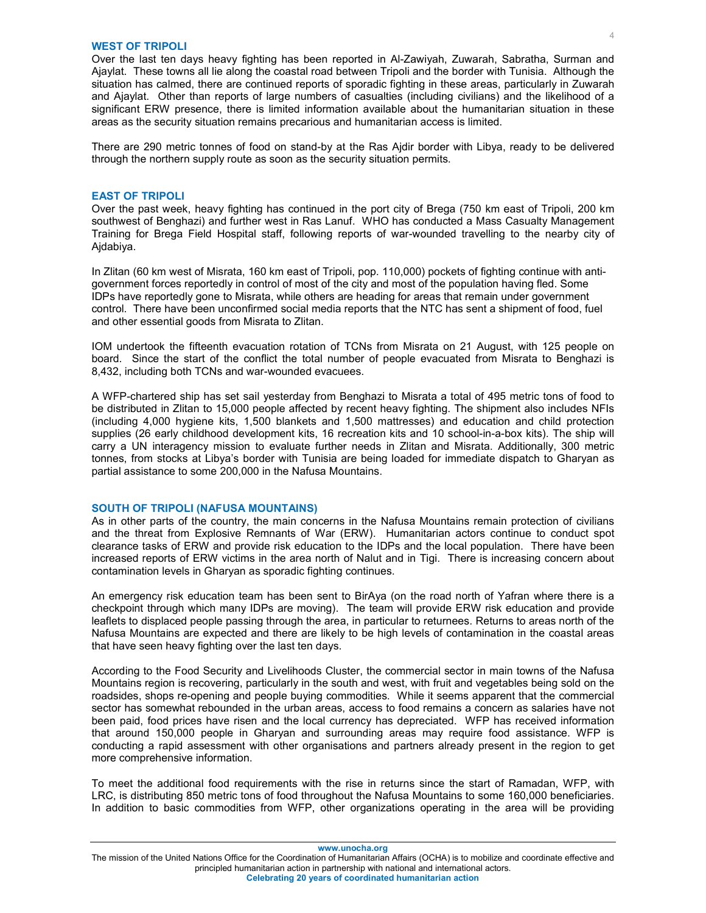## WEST OF TRIPOLI

Over the last ten days heavy fighting has been reported in Al-Zawiyah, Zuwarah, Sabratha, Surman and Ajaylat. These towns all lie along the coastal road between Tripoli and the border with Tunisia. Although the situation has calmed, there are continued reports of sporadic fighting in these areas, particularly in Zuwarah and Ajaylat. Other than reports of large numbers of casualties (including civilians) and the likelihood of a significant ERW presence, there is limited information available about the humanitarian situation in these areas as the security situation remains precarious and humanitarian access is limited.

There are 290 metric tonnes of food on stand-by at the Ras Ajdir border with Libya, ready to be delivered through the northern supply route as soon as the security situation permits.

## EAST OF TRIPOLI

Over the past week, heavy fighting has continued in the port city of Brega (750 km east of Tripoli, 200 km southwest of Benghazi) and further west in Ras Lanuf. WHO has conducted a Mass Casualty Management Training for Brega Field Hospital staff, following reports of war-wounded travelling to the nearby city of Ajdabiya.

In Zlitan (60 km west of Misrata, 160 km east of Tripoli, pop. 110,000) pockets of fighting continue with anti-government forces reportedly in control of most of the city and most of the population having fled. Some IDPs have reportedly gone to Misrata, while others are heading for areas that remain under government control. There have been unconfirmed social media reports that the NTC has sent a shipment of food, fuel and other essential goods from Misrata to Zlitan.

IOM undertook the fifteenth evacuation rotation of TCNs from Misrata on 21 August, with 125 people on board. Since the start of the conflict the total number of people evacuated from Misrata to Benghazi is 8,432, including both TCNs and war-wounded evacuees.

A WFP-chartered ship has set sail yesterday from Benghazi to Misrata a total of 495 metric tons of food to be distributed in Zlitan to 15,000 people affected by recent heavy fighting. The shipment also includes NFIs (including 4,000 hygiene kits, 1,500 blankets and 1,500 mattresses) and education and child protection supplies (26 early childhood development kits, 16 recreation kits and 10 school-in-a-box kits). The ship will carry a UN interagency mission to evaluate further needs in Zlitan and Misrata. Additionally, 300 metric tonnes, from stocks at Libya's border with Tunisia are being loaded for immediate dispatch to Gharyan as partial assistance to some 200,000 in the Nafusa Mountains.

## SOUTH OF TRIPOLI (NAFUSA MOUNTAINS)

As in other parts of the country, the main concerns in the Nafusa Mountains remain protection of civilians and the threat from Explosive Remnants of War (ERW). Humanitarian actors continue to conduct spot clearance tasks of ERW and provide risk education to the IDPs and the local population. There have been increased reports of ERW victims in the area north of Nalut and in Tigi. There is increasing concern about contamination levels in Gharyan as sporadic fighting continues.

An emergency risk education team has been sent to BirAya (on the road north of Yafran where there is a checkpoint through which many IDPs are moving). The team will provide ERW risk education and provide leaflets to displaced people passing through the area, in particular to returnees. Returns to areas north of the Nafusa Mountains are expected and there are likely to be high levels of contamination in the coastal areas that have seen heavy fighting over the last ten days.

According to the Food Security and Livelihoods Cluster, the commercial sector in main towns of the Nafusa Mountains region is recovering, particularly in the south and west, with fruit and vegetables being sold on the roadsides, shops re-opening and people buying commodities. While it seems apparent that the commercial sector has somewhat rebounded in the urban areas, access to food remains a concern as salaries have not been paid, food prices have risen and the local currency has depreciated. WFP has received information that around 150,000 people in Gharyan and surrounding areas may require food assistance. WFP is conducting a rapid assessment with other organisations and partners already present in the region to get more comprehensive information.

To meet the additional food requirements with the rise in returns since the start of Ramadan, WFP, with LRC, is distributing 850 metric tons of food throughout the Nafusa Mountains to some 160,000 beneficiaries. In addition to basic commodities from WFP, other organizations operating in the area will be providing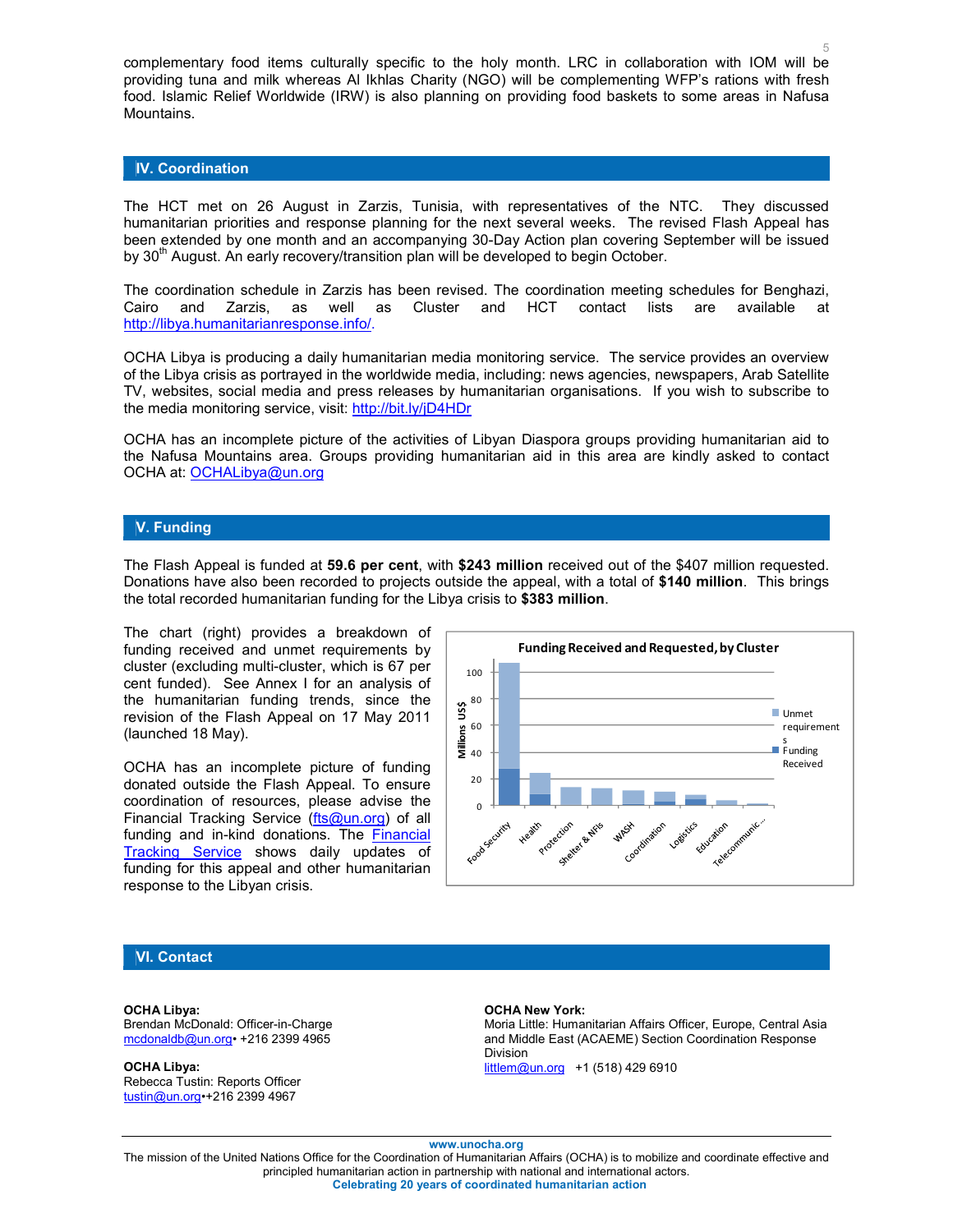complementary food items culturally specific to the holy month. LRC in collaboration with IOM will be providing tuna and milk whereas Al Ikhlas Charity (NGO) will be complementing WFP's rations with fresh food. Islamic Relief Worldwide (IRW) is also planning on providing food baskets to some areas in Nafusa Mountains.

## IV. Coordination

The HCT met on 26 August in Zarzis, Tunisia, with representatives of the NTC. They discussed humanitarian priorities and response planning for the next several weeks. The revised Flash Appeal has been extended by one month and an accompanying 30-Day Action plan covering September will be issued by 30th August. An early recovery/transition plan will be developed to begin October.

The coordination schedule in Zarzis has been revised. The coordination meeting schedules for Benghazi, Cairo and Zarzis, as well as Cluster and HCT contact lists are available at http://libya.humanitarianresponse.info/.

OCHA Libya is producing a daily humanitarian media monitoring service. The service provides an overview of the Libya crisis as portrayed in the worldwide media, including: news agencies, newspapers, Arab Satellite TV, websites, social media and press releases by humanitarian organisations. If you wish to subscribe to the media monitoring service, visit: http://bit.ly/jD4HDr

OCHA has an incomplete picture of the activities of Libyan Diaspora groups providing humanitarian aid to the Nafusa Mountains area. Groups providing humanitarian aid in this area are kindly asked to contact OCHA at: OCHALibya@un.org

## V. Funding

The Flash Appeal is funded at **59.6 per cent**, with **$243 million** received out of the $407 million requested. Donations have also been recorded to projects outside the appeal, with a total of **$140 million**. This brings the total recorded humanitarian funding for the Libya crisis to **$383 million**.

The chart (right) provides a breakdown of funding received and unmet requirements by cluster (excluding multi-cluster, which is 67 per cent funded). See Annex I for an analysis of the humanitarian funding trends, since the revision of the Flash Appeal on 17 May 2011 (launched 18 May).

**Funding Received and Requested, by Cluster**

(Chart: Millions US$; clusters: Food Security, Health, Protection, Shelter & NFIs, WASH, Coordination, Logistics, Education, Telecommunic...; series: Unmet requirements, Funding Received)

OCHA has an incomplete picture of funding donated outside the Flash Appeal. To ensure coordination of resources, please advise the Financial Tracking Service (fts@un.org) of all funding and in-kind donations. The Financial Tracking Service shows daily updates of funding for this appeal and other humanitarian response to the Libyan crisis.

## VI. Contact

**OCHA Libya:**
Brendan McDonald: Officer-in-Charge
mcdonaldb@un.org• +216 2399 4965

**OCHA Libya:**
Rebecca Tustin: Reports Officer
tustin@un.org•+216 2399 4967

**OCHA New York:**
Moria Little: Humanitarian Affairs Officer, Europe, Central Asia and Middle East (ACAEME) Section Coordination Response Division
littlem@un.org +1 (518) 429 6910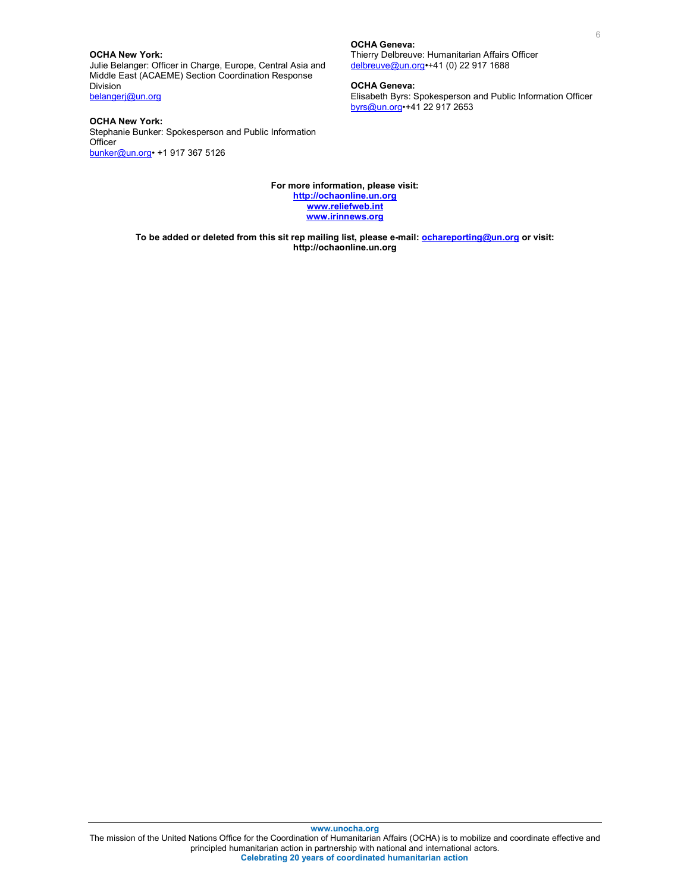**OCHA New York:**
Julie Belanger: Officer in Charge, Europe, Central Asia and Middle East (ACAEME) Section Coordination Response Division
belangerj@un.org

**OCHA New York:**
Stephanie Bunker: Spokesperson and Public Information Officer
bunker@un.org• +1 917 367 5126

**OCHA Geneva:**
Thierry Delbreuve: Humanitarian Affairs Officer
delbreuve@un.org•+41 (0) 22 917 1688

**OCHA Geneva:**
Elisabeth Byrs: Spokesperson and Public Information Officer
byrs@un.org•+41 22 917 2653

**For more information, please visit:**
**http://ochaonline.un.org**
**www.reliefweb.int**
**www.irinnews.org**

**To be added or deleted from this sit rep mailing list, please e-mail: ochareporting@un.org or visit: http://ochaonline.un.org**

**www.unocha.org**
The mission of the United Nations Office for the Coordination of Humanitarian Affairs (OCHA) is to mobilize and coordinate effective and principled humanitarian action in partnership with national and international actors.
**Celebrating 20 years of coordinated humanitarian action**